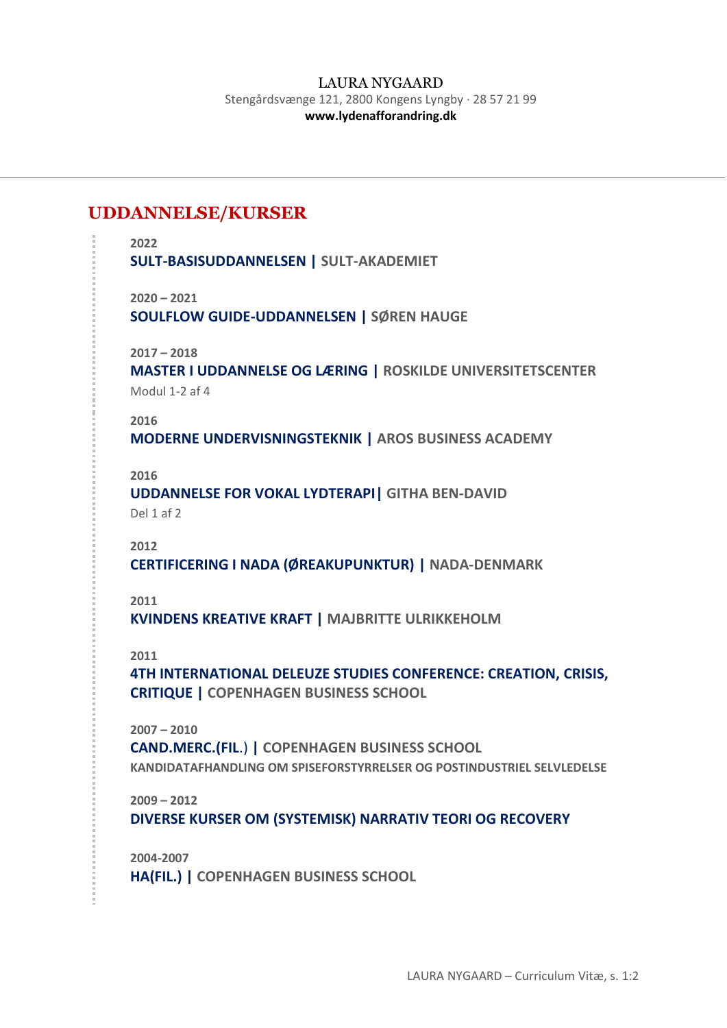LAURA NYGAARD

Stengårdsvænge 121, 2800 Kongens Lyngby · 28 57 21 99

**www.lydenafforandring.dk**

---

## UDDANNELSE/KURSER

**2022**

**SULT-BASISUDDANNELSEN | SULT-AKADEMIET**

**2020 – 2021**

**SOULFLOW GUIDE-UDDANNELSEN | SØREN HAUGE**

**2017 – 2018**

**MASTER I UDDANNELSE OG LÆRING | ROSKILDE UNIVERSITETSCENTER**

Modul 1-2 af 4

**2016**

**MODERNE UNDERVISNINGSTEKNIK | AROS BUSINESS ACADEMY**

**2016**

**UDDANNELSE FOR VOKAL LYDTERAPI| GITHA BEN-DAVID**

Del 1 af 2

**2012**

**CERTIFICERING I NADA (ØREAKUPUNKTUR) | NADA-DENMARK**

**2011**

**KVINDENS KREATIVE KRAFT | MAJBRITTE ULRIKKEHOLM**

**2011**

**4TH INTERNATIONAL DELEUZE STUDIES CONFERENCE: CREATION, CRISIS, CRITIQUE | COPENHAGEN BUSINESS SCHOOL**

**2007 – 2010**

**CAND.MERC.(FIL.) | COPENHAGEN BUSINESS SCHOOL**

KANDIDATAFHANDLING OM SPISEFORSTYRRELSER OG POSTINDUSTRIEL SELVLEDELSE

**2009 – 2012**

**DIVERSE KURSER OM (SYSTEMISK) NARRATIV TEORI OG RECOVERY**

**2004-2007**

**HA(FIL.) | COPENHAGEN BUSINESS SCHOOL**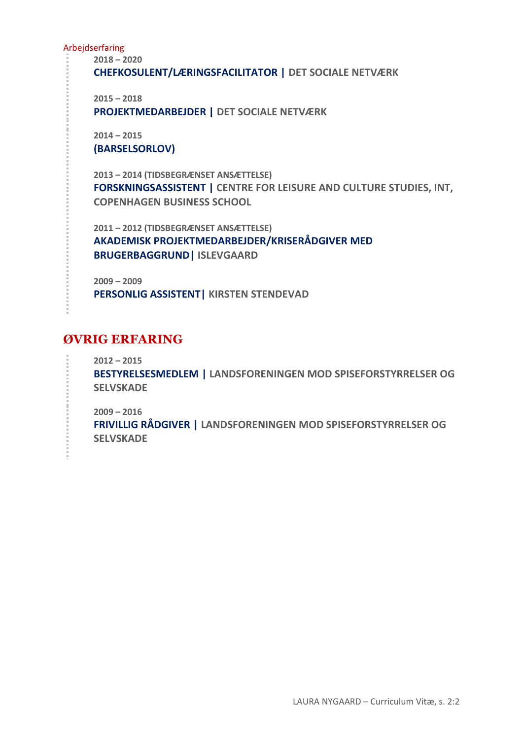## Arbejdserfaring

**2018 – 2020**
**CHEFKOSULENT/LÆRINGSFACILITATOR | DET SOCIALE NETVÆRK**

**2015 – 2018**
**PROJEKTMEDARBEJDER | DET SOCIALE NETVÆRK**

**2014 – 2015**
**(BARSELSORLOV)**

**2013 – 2014 (TIDSBEGRÆNSET ANSÆTTELSE)**
**FORSKNINGSASSISTENT | CENTRE FOR LEISURE AND CULTURE STUDIES, INT, COPENHAGEN BUSINESS SCHOOL**

**2011 – 2012 (TIDSBEGRÆNSET ANSÆTTELSE)**
**AKADEMISK PROJEKTMEDARBEJDER/KRISERÅDGIVER MED BRUGERBAGGRUND| ISLEVGAARD**

**2009 – 2009**
**PERSONLIG ASSISTENT| KIRSTEN STENDEVAD**

## ØVRIG ERFARING

**2012 – 2015**
**BESTYRELSESMEDLEM | LANDSFORENINGEN MOD SPISEFORSTYRRELSER OG SELVSKADE**

**2009 – 2016**
**FRIVILLIG RÅDGIVER | LANDSFORENINGEN MOD SPISEFORSTYRRELSER OG SELVSKADE**